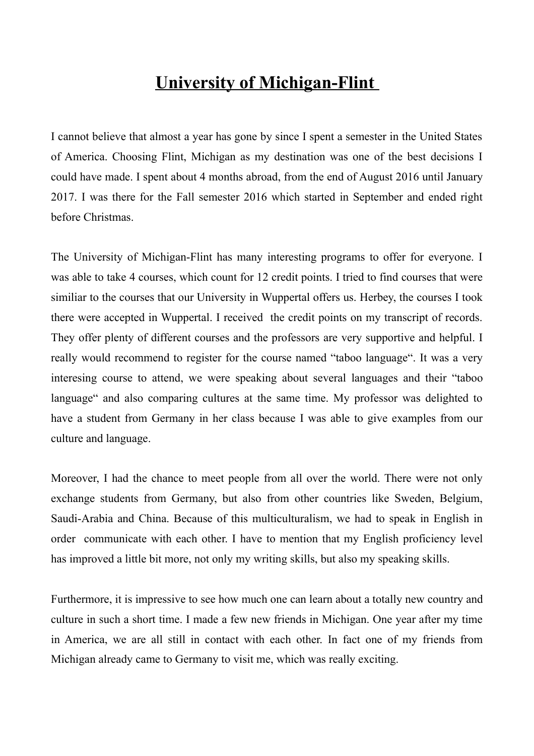# University of Michigan-Flint

I cannot believe that almost a year has gone by since I spent a semester in the United States of America. Choosing Flint, Michigan as my destination was one of the best decisions I could have made. I spent about 4 months abroad, from the end of August 2016 until January 2017. I was there for the Fall semester 2016 which started in September and ended right before Christmas.

The University of Michigan-Flint has many interesting programs to offer for everyone. I was able to take 4 courses, which count for 12 credit points. I tried to find courses that were similiar to the courses that our University in Wuppertal offers us. Herbey, the courses I took there were accepted in Wuppertal. I received the credit points on my transcript of records. They offer plenty of different courses and the professors are very supportive and helpful. I really would recommend to register for the course named "taboo language". It was a very interesing course to attend, we were speaking about several languages and their "taboo language" and also comparing cultures at the same time. My professor was delighted to have a student from Germany in her class because I was able to give examples from our culture and language.

Moreover, I had the chance to meet people from all over the world. There were not only exchange students from Germany, but also from other countries like Sweden, Belgium, Saudi-Arabia and China. Because of this multiculturalism, we had to speak in English in order communicate with each other. I have to mention that my English proficiency level has improved a little bit more, not only my writing skills, but also my speaking skills.

Furthermore, it is impressive to see how much one can learn about a totally new country and culture in such a short time. I made a few new friends in Michigan. One year after my time in America, we are all still in contact with each other. In fact one of my friends from Michigan already came to Germany to visit me, which was really exciting.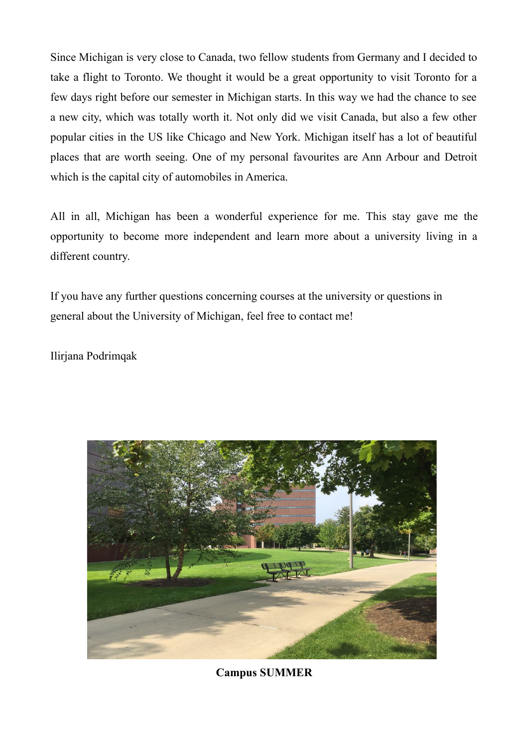Since Michigan is very close to Canada, two fellow students from Germany and I decided to take a flight to Toronto. We thought it would be a great opportunity to visit Toronto for a few days right before our semester in Michigan starts. In this way we had the chance to see a new city, which was totally worth it. Not only did we visit Canada, but also a few other popular cities in the US like Chicago and New York. Michigan itself has a lot of beautiful places that are worth seeing. One of my personal favourites are Ann Arbour and Detroit which is the capital city of automobiles in America.

All in all, Michigan has been a wonderful experience for me. This stay gave me the opportunity to become more independent and learn more about a university living in a different country.

If you have any further questions concerning courses at the university or questions in general about the University of Michigan, feel free to contact me!

Ilirjana Podrimqak

**Campus SUMMER**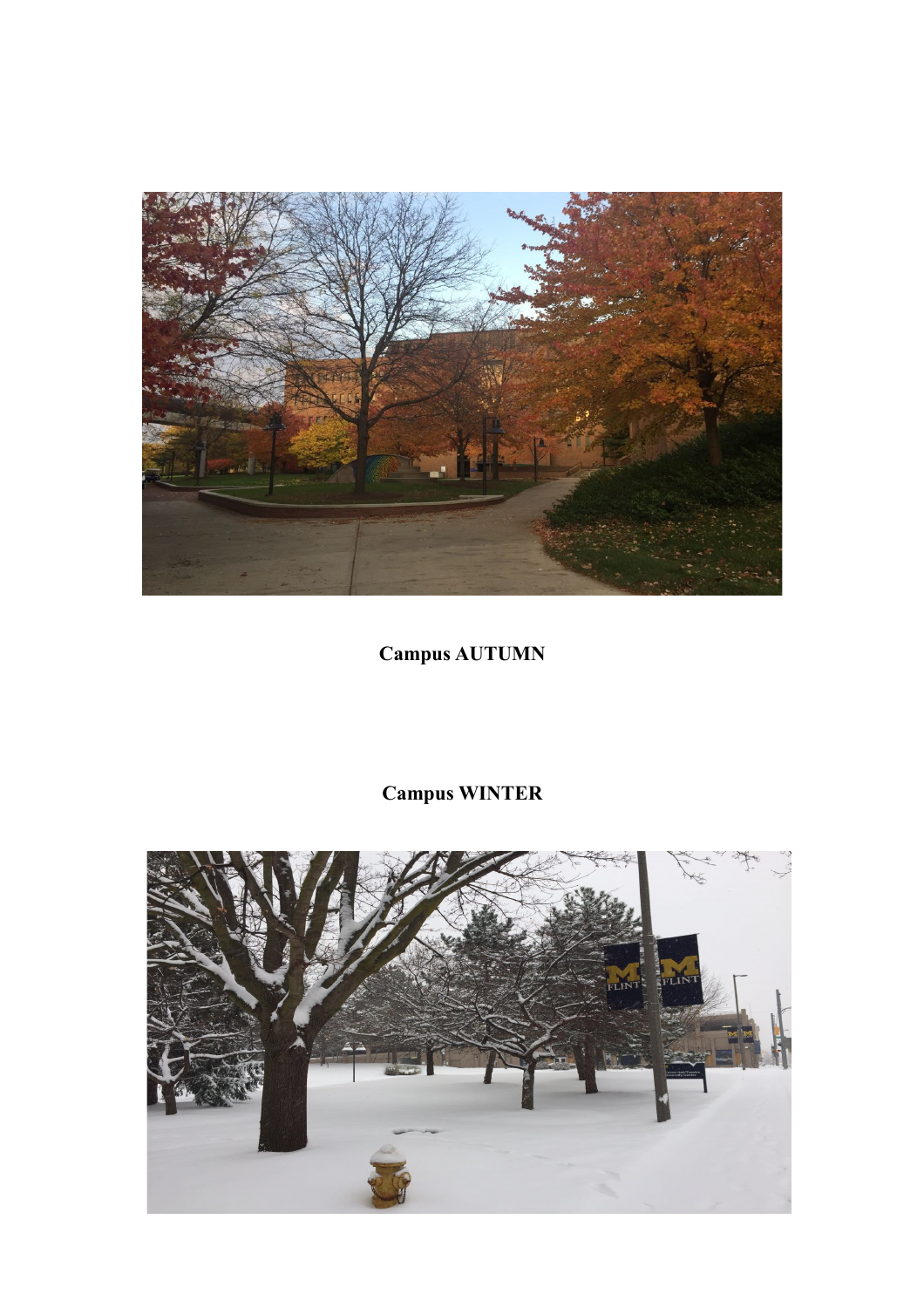**Campus AUTUMN**

**Campus WINTER**